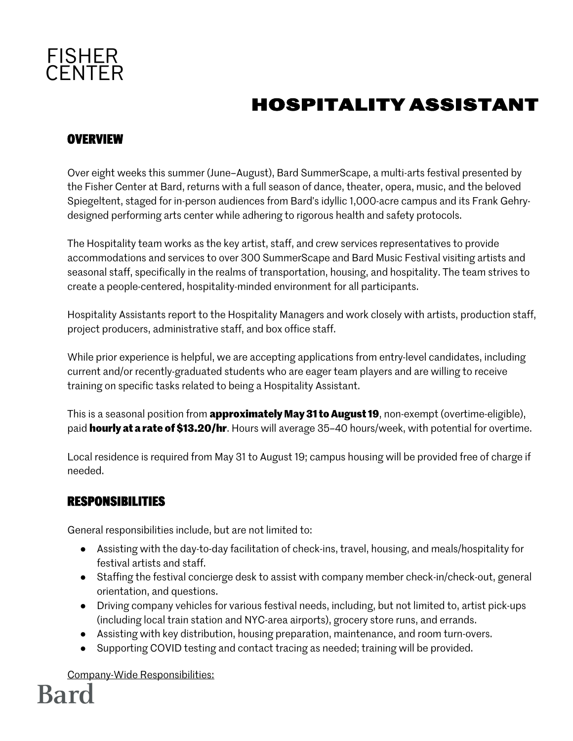FISHER
CENTER

# HOSPITALITY ASSISTANT

## OVERVIEW

Over eight weeks this summer (June–August), Bard SummerScape, a multi-arts festival presented by the Fisher Center at Bard, returns with a full season of dance, theater, opera, music, and the beloved Spiegeltent, staged for in-person audiences from Bard's idyllic 1,000-acre campus and its Frank Gehry-designed performing arts center while adhering to rigorous health and safety protocols.

The Hospitality team works as the key artist, staff, and crew services representatives to provide accommodations and services to over 300 SummerScape and Bard Music Festival visiting artists and seasonal staff, specifically in the realms of transportation, housing, and hospitality. The team strives to create a people-centered, hospitality-minded environment for all participants.

Hospitality Assistants report to the Hospitality Managers and work closely with artists, production staff, project producers, administrative staff, and box office staff.

While prior experience is helpful, we are accepting applications from entry-level candidates, including current and/or recently-graduated students who are eager team players and are willing to receive training on specific tasks related to being a Hospitality Assistant.

This is a seasonal position from **approximately May 31 to August 19**, non-exempt (overtime-eligible), paid **hourly at a rate of $13.20/hr**. Hours will average 35–40 hours/week, with potential for overtime.

Local residence is required from May 31 to August 19; campus housing will be provided free of charge if needed.

## RESPONSIBILITIES

General responsibilities include, but are not limited to:

- Assisting with the day-to-day facilitation of check-ins, travel, housing, and meals/hospitality for festival artists and staff.
- Staffing the festival concierge desk to assist with company member check-in/check-out, general orientation, and questions.
- Driving company vehicles for various festival needs, including, but not limited to, artist pick-ups (including local train station and NYC-area airports), grocery store runs, and errands.
- Assisting with key distribution, housing preparation, maintenance, and room turn-overs.
- Supporting COVID testing and contact tracing as needed; training will be provided.

Company-Wide Responsibilities: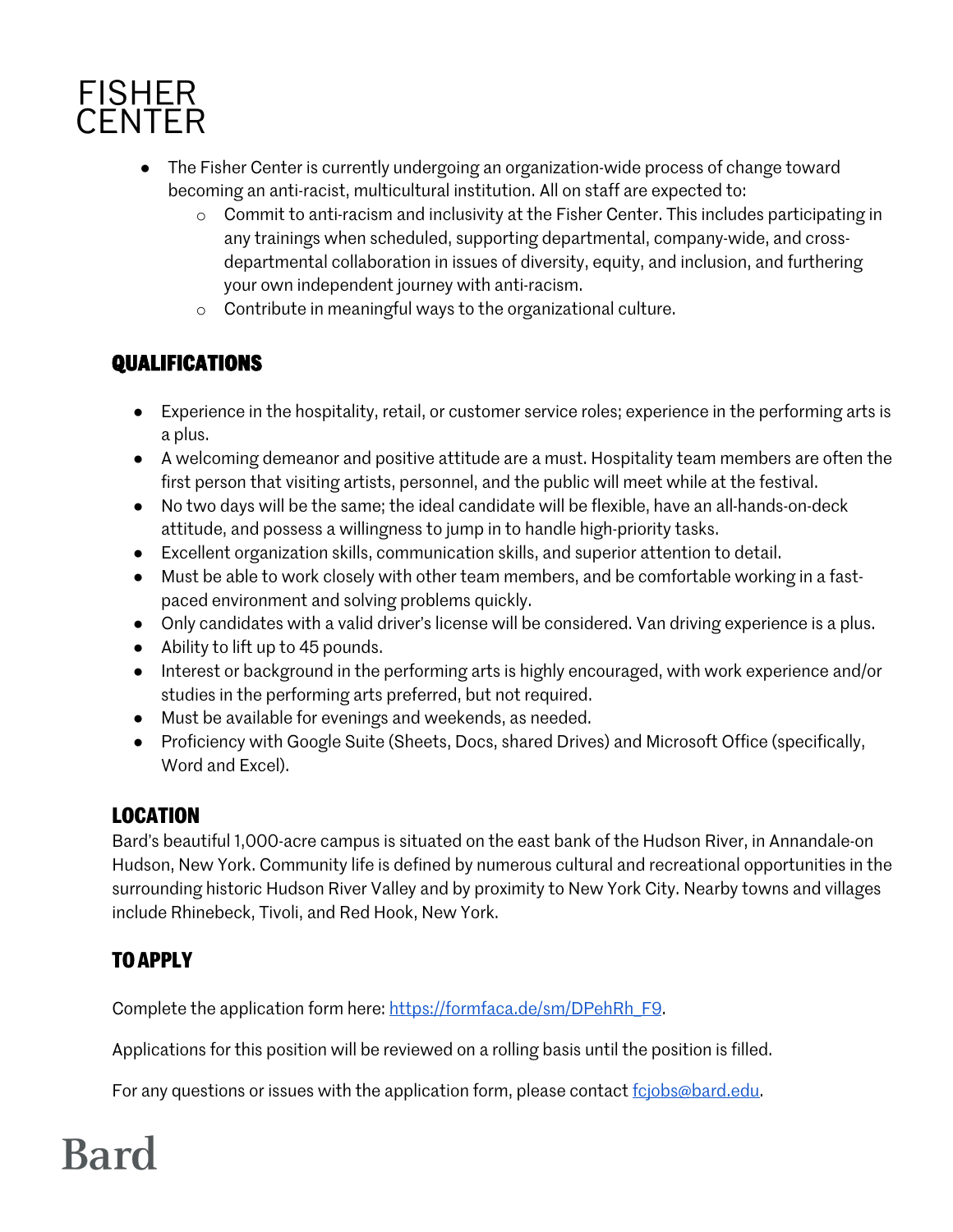- The Fisher Center is currently undergoing an organization-wide process of change toward becoming an anti-racist, multicultural institution. All on staff are expected to:
  - Commit to anti-racism and inclusivity at the Fisher Center. This includes participating in any trainings when scheduled, supporting departmental, company-wide, and cross-departmental collaboration in issues of diversity, equity, and inclusion, and furthering your own independent journey with anti-racism.
  - Contribute in meaningful ways to the organizational culture.

## QUALIFICATIONS

- Experience in the hospitality, retail, or customer service roles; experience in the performing arts is a plus.
- A welcoming demeanor and positive attitude are a must. Hospitality team members are often the first person that visiting artists, personnel, and the public will meet while at the festival.
- No two days will be the same; the ideal candidate will be flexible, have an all-hands-on-deck attitude, and possess a willingness to jump in to handle high-priority tasks.
- Excellent organization skills, communication skills, and superior attention to detail.
- Must be able to work closely with other team members, and be comfortable working in a fast-paced environment and solving problems quickly.
- Only candidates with a valid driver's license will be considered. Van driving experience is a plus.
- Ability to lift up to 45 pounds.
- Interest or background in the performing arts is highly encouraged, with work experience and/or studies in the performing arts preferred, but not required.
- Must be available for evenings and weekends, as needed.
- Proficiency with Google Suite (Sheets, Docs, shared Drives) and Microsoft Office (specifically, Word and Excel).

## LOCATION

Bard's beautiful 1,000-acre campus is situated on the east bank of the Hudson River, in Annandale-on Hudson, New York. Community life is defined by numerous cultural and recreational opportunities in the surrounding historic Hudson River Valley and by proximity to New York City. Nearby towns and villages include Rhinebeck, Tivoli, and Red Hook, New York.

## TO APPLY

Complete the application form here: [https://formfaca.de/sm/DPehRh_F9](https://formfaca.de/sm/DPehRh_F9).

Applications for this position will be reviewed on a rolling basis until the position is filled.

For any questions or issues with the application form, please contact [fcjobs@bard.edu](mailto:fcjobs@bard.edu).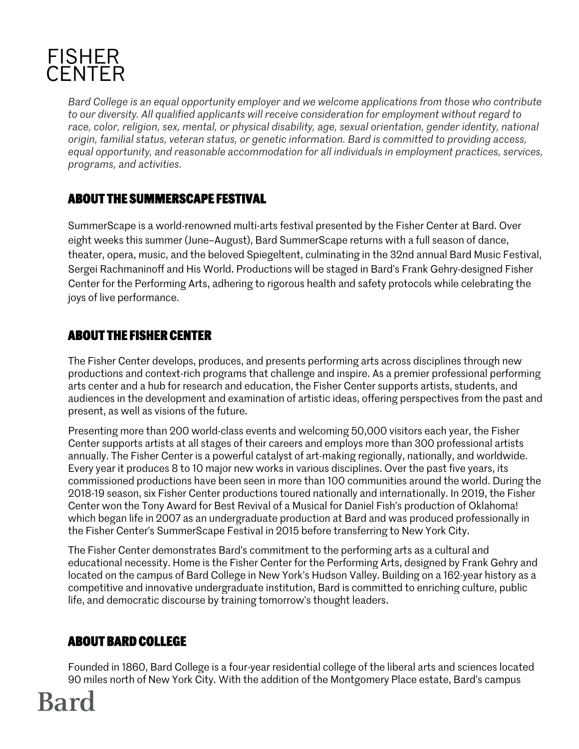*Bard College is an equal opportunity employer and we welcome applications from those who contribute to our diversity. All qualified applicants will receive consideration for employment without regard to race, color, religion, sex, mental, or physical disability, age, sexual orientation, gender identity, national origin, familial status, veteran status, or genetic information. Bard is committed to providing access, equal opportunity, and reasonable accommodation for all individuals in employment practices, services, programs, and activities.*

## ABOUT THE SUMMERSCAPE FESTIVAL

SummerScape is a world-renowned multi-arts festival presented by the Fisher Center at Bard. Over eight weeks this summer (June–August), Bard SummerScape returns with a full season of dance, theater, opera, music, and the beloved Spiegeltent, culminating in the 32nd annual Bard Music Festival, Sergei Rachmaninoff and His World. Productions will be staged in Bard's Frank Gehry-designed Fisher Center for the Performing Arts, adhering to rigorous health and safety protocols while celebrating the joys of live performance.

## ABOUT THE FISHER CENTER

The Fisher Center develops, produces, and presents performing arts across disciplines through new productions and context-rich programs that challenge and inspire. As a premier professional performing arts center and a hub for research and education, the Fisher Center supports artists, students, and audiences in the development and examination of artistic ideas, offering perspectives from the past and present, as well as visions of the future.

Presenting more than 200 world-class events and welcoming 50,000 visitors each year, the Fisher Center supports artists at all stages of their careers and employs more than 300 professional artists annually. The Fisher Center is a powerful catalyst of art-making regionally, nationally, and worldwide. Every year it produces 8 to 10 major new works in various disciplines. Over the past five years, its commissioned productions have been seen in more than 100 communities around the world. During the 2018-19 season, six Fisher Center productions toured nationally and internationally. In 2019, the Fisher Center won the Tony Award for Best Revival of a Musical for Daniel Fish's production of Oklahoma! which began life in 2007 as an undergraduate production at Bard and was produced professionally in the Fisher Center's SummerScape Festival in 2015 before transferring to New York City.

The Fisher Center demonstrates Bard's commitment to the performing arts as a cultural and educational necessity. Home is the Fisher Center for the Performing Arts, designed by Frank Gehry and located on the campus of Bard College in New York's Hudson Valley. Building on a 162-year history as a competitive and innovative undergraduate institution, Bard is committed to enriching culture, public life, and democratic discourse by training tomorrow's thought leaders.

## ABOUT BARD COLLEGE

Founded in 1860, Bard College is a four-year residential college of the liberal arts and sciences located 90 miles north of New York City. With the addition of the Montgomery Place estate, Bard's campus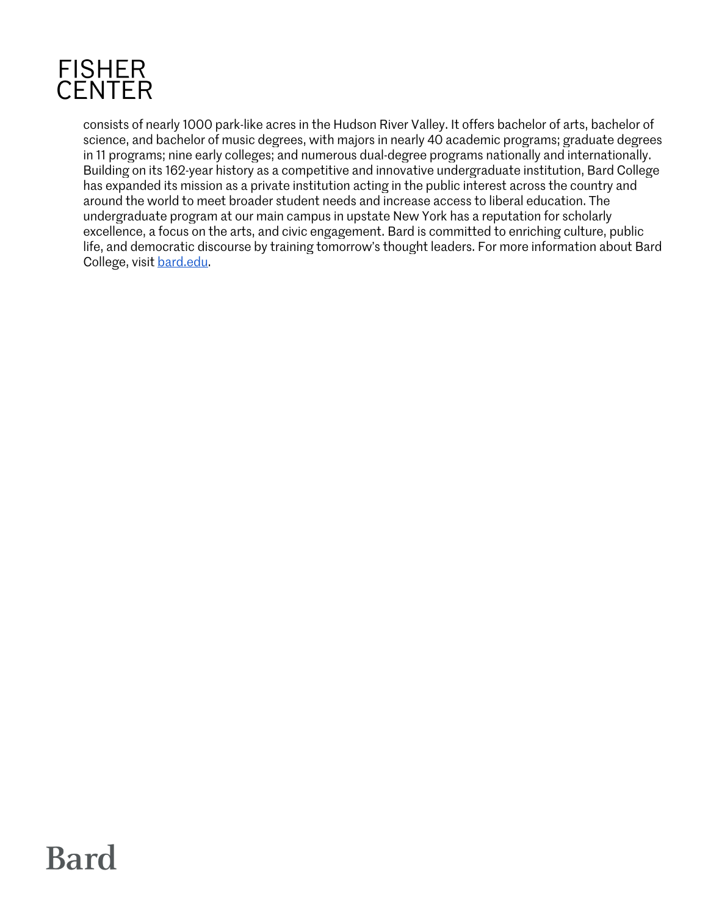consists of nearly 1000 park-like acres in the Hudson River Valley. It offers bachelor of arts, bachelor of science, and bachelor of music degrees, with majors in nearly 40 academic programs; graduate degrees in 11 programs; nine early colleges; and numerous dual-degree programs nationally and internationally. Building on its 162-year history as a competitive and innovative undergraduate institution, Bard College has expanded its mission as a private institution acting in the public interest across the country and around the world to meet broader student needs and increase access to liberal education. The undergraduate program at our main campus in upstate New York has a reputation for scholarly excellence, a focus on the arts, and civic engagement. Bard is committed to enriching culture, public life, and democratic discourse by training tomorrow's thought leaders. For more information about Bard College, visit [bard.edu](https://bard.edu).